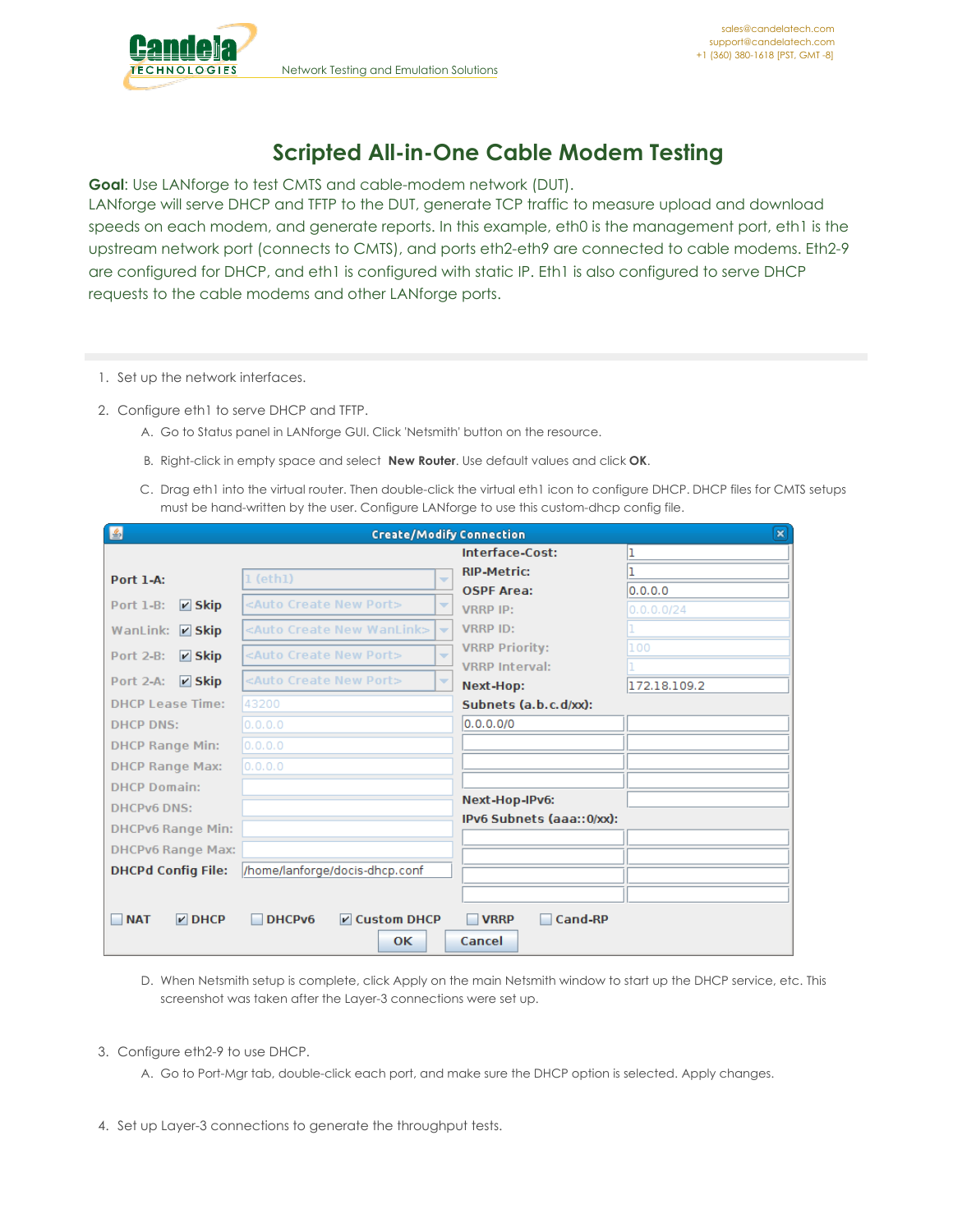# Scripted All-in-One Cable Modem Testing

**Goal**: Use LANforge to test CMTS and cable-modem network (DUT).
LANforge will serve DHCP and TFTP to the DUT, generate TCP traffic to measure upload and download speeds on each modem, and generate reports. In this example, eth0 is the management port, eth1 is the upstream network port (connects to CMTS), and ports eth2-eth9 are connected to cable modems. Eth2-9 are configured for DHCP, and eth1 is configured with static IP. Eth1 is also configured to serve DHCP requests to the cable modems and other LANforge ports.

1. Set up the network interfaces.

2. Configure eth1 to serve DHCP and TFTP.
   A. Go to Status panel in LANforge GUI. Click 'Netsmith' button on the resource.
   B. Right-click in empty space and select **New Router**. Use default values and click **OK**.
   C. Drag eth1 into the virtual router. Then double-click the virtual eth1 icon to configure DHCP. DHCP files for CMTS setups must be hand-written by the user. Configure LANforge to use this custom-dhcp config file.

   D. When Netsmith setup is complete, click Apply on the main Netsmith window to start up the DHCP service, etc. This screenshot was taken after the Layer-3 connections were set up.

3. Configure eth2-9 to use DHCP.
   A. Go to Port-Mgr tab, double-click each port, and make sure the DHCP option is selected. Apply changes.

4. Set up Layer-3 connections to generate the throughput tests.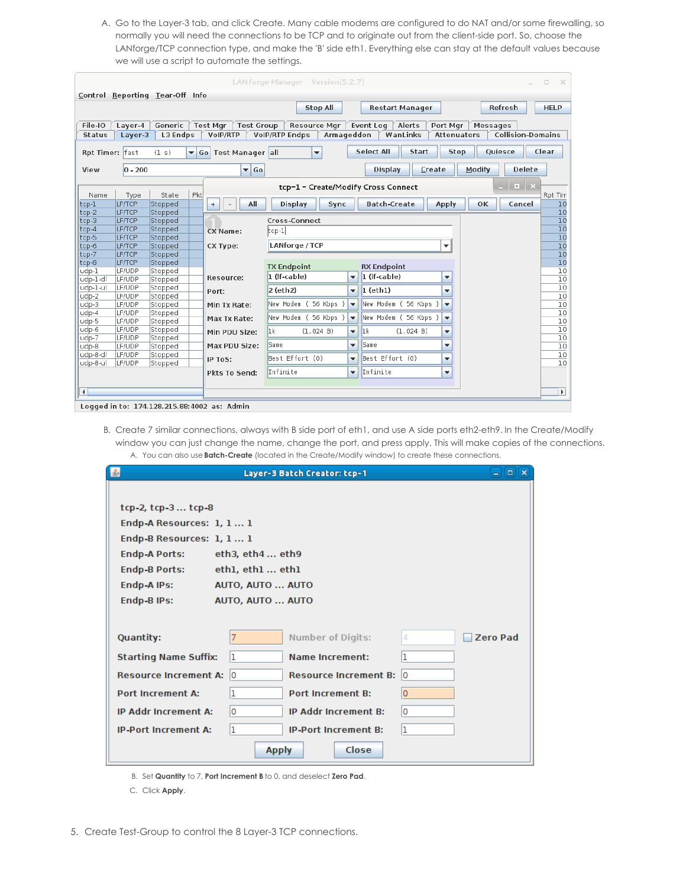A. Go to the Layer-3 tab, and click Create. Many cable modems are configured to do NAT and/or some firewalling, so normally you will need the connections to be TCP and to originate out from the client-side port. So, choose the LANforge/TCP connection type, and make the 'B' side eth1. Everything else can stay at the default values because we will use a script to automate the settings.

B. Create 7 similar connections, always with B side port of eth1, and use A side ports eth2-eth9. In the Create/Modify window you can just change the name, change the port, and press apply. This will make copies of the connections.

   A. You can also use **Batch-Create** (located in the Create/Modify window) to create these connections.

   B. Set **Quantity** to 7, **Port Increment B** to 0, and deselect **Zero Pad**.

   C. Click **Apply**.

5. Create Test-Group to control the 8 Layer-3 TCP connections.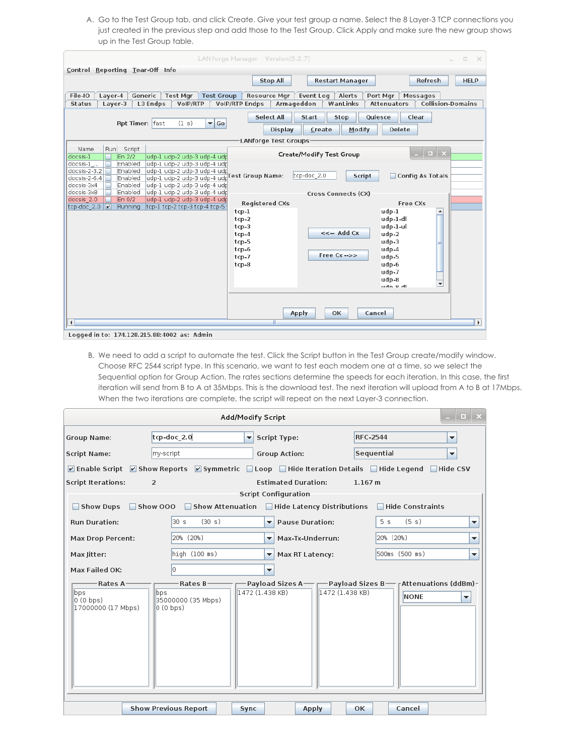A. Go to the Test Group tab, and click Create. Give your test group a name. Select the 8 Layer-3 TCP connections you just created in the previous step and add those to the Test Group. Click Apply and make sure the new group shows up in the Test Group table.

B. We need to add a script to automate the test. Click the Script button in the Test Group create/modify window. Choose RFC 2544 script type. In this scenario, we want to test each modem one at a time, so we select the Sequential option for Group Action. The rates sections determine the speeds for each iteration. In this case, the first iteration will send from B to A at 35Mbps. This is the download test. The next iteration will upload from A to B at 17Mbps. When the two iterations are complete, the script will repeat on the next Layer-3 connection.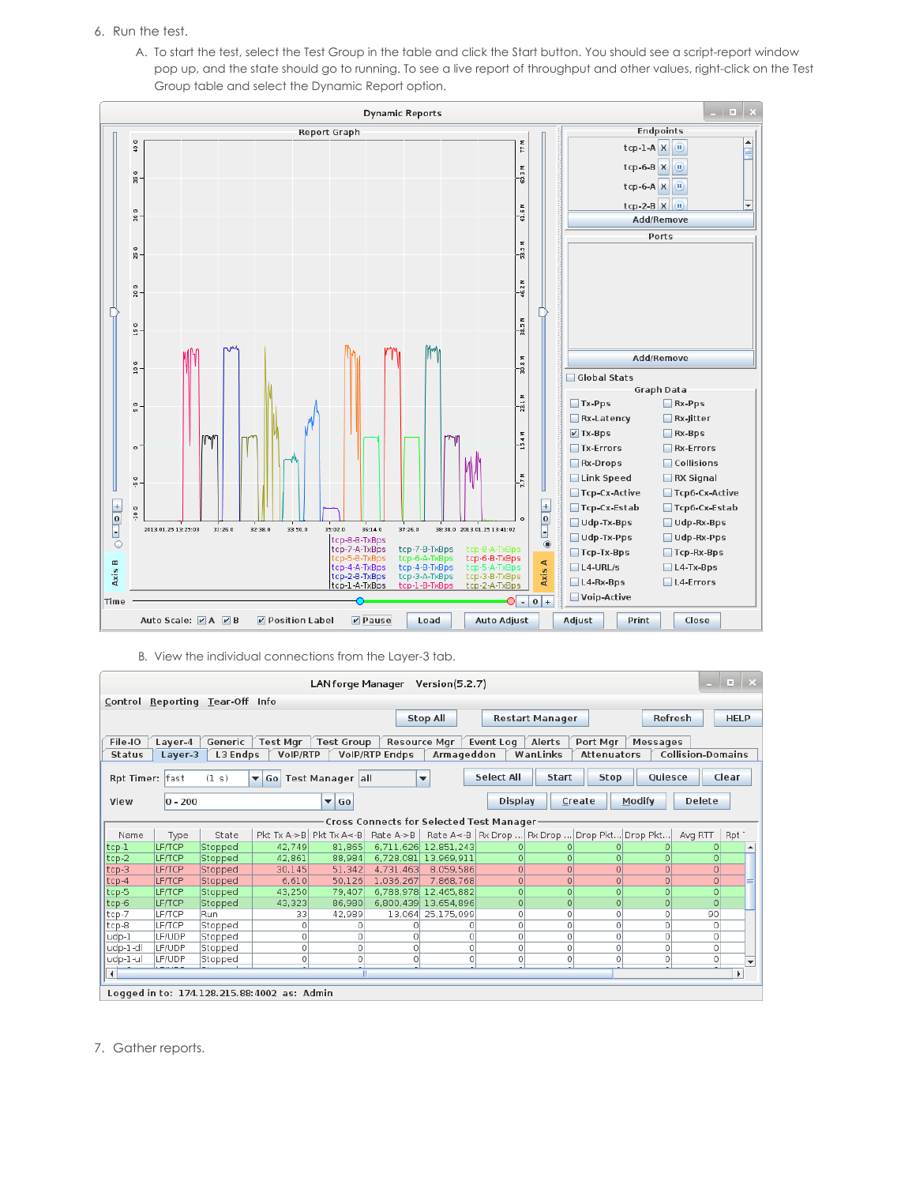6. Run the test.

   A. To start the test, select the Test Group in the table and click the Start button. You should see a script-report window pop up, and the state should go to running. To get a live report of throughput and other values, right-click on the Test Group table and select the Dynamic Report option.

   B. View the individual connections from the Layer-3 tab.

7. Gather reports.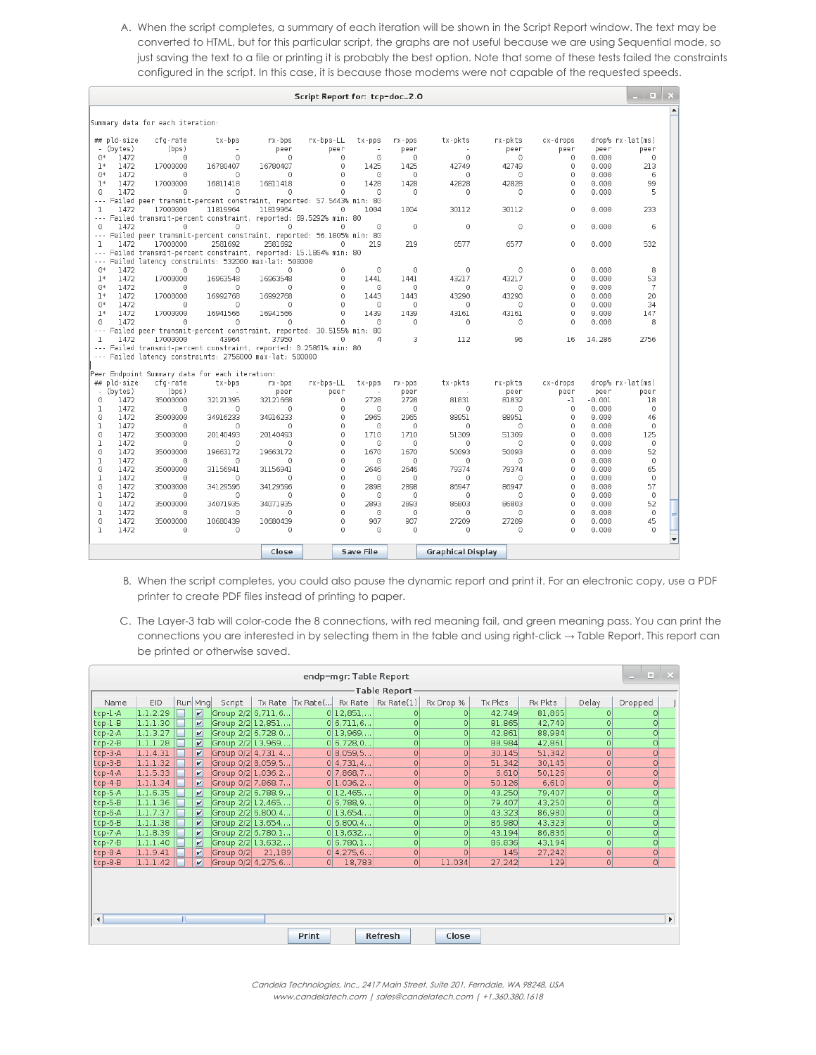A. When the script completes, a summary of each iteration will be shown in the Script Report window. The text may be converted to HTML, but for this particular script, the graphs are not useful because we are using Sequential mode, so just saving the text to a file or printing it is probably the best option. Note that some of these tests failed the constraints configured in the script. In this case, it is because those modems were not capable of the requested speeds.

```
Script Report for: tcp-doc_2.0

Summary data for each iteration:

## pld-size  cfg-rate    tx-bps     rx-bps    rx-bps-LL  tx-pps  rx-pps   tx-pkts   rx-pkts   cx-drops   drop% rx-lat(ms)
 - (bytes)    (bps)        -         peer       peer       -      peer       -        peer      peer      peer     peer
0*  1472          0          0          0         0        0       0         0         0         0      0.000       0
1*  1472   17000000   16780407   16780407         0     1425    1425     42749     42749         0      0.000     213
0*  1472          0          0          0         0        0       0         0         0         0      0.000       6
1*  1472   17000000   16811418   16811418         0     1428    1428     42828     42828         0      0.000      99
0   1472          0          0          0         0        0       0         0         0         0      0.000       5
--- Failed peer transmit-percent constraint, reported: 57.5443% min: 80
1   1472   17000000   11819964   11819964         0     1004    1004     30112     30112         0      0.000     233
--- Failed transmit-percent constraint, reported: 69.5292% min: 80
0   1472          0          0          0         0        0       0         0         0         0      0.000       6
--- Failed peer transmit-percent constraint, reported: 56.1805% min: 80
1   1472   17000000    2581692    2581692         0      219     219      6577      6577         0      0.000     532
--- Failed transmit-percent constraint, reported: 15.1864% min: 80
--- Failed latency constraints: 532000 max-lat: 500000
0*  1472          0          0          0         0        0       0         0         0         0      0.000       8
1*  1472   17000000   16963548   16963548         0     1441    1441     43217     43217         0      0.000      53
0*  1472          0          0          0         0        0       0         0         0         0      0.000       7
1*  1472   17000000   16992768   16992768         0     1443    1443     43290     43290         0      0.000      20
0*  1472          0          0          0         0        0       0         0         0         0      0.000      34
1*  1472   17000000   16941566   16941566         0     1439    1439     43161     43161         0      0.000     147
0   1472          0          0          0         0        0       0         0         0         0      0.000       8
--- Failed peer transmit-percent constraint, reported: 30.5155% min: 80
1   1472   17000000      43964      37950         0        4       3       112        96        16     14.286    2756
--- Failed transmit-percent constraint, reported: 0.25861% min: 80
--- Failed latency constraints: 2756000 max-lat: 500000

Peer Endpoint Summary data for each iteration:
## pld-size  cfg-rate    tx-bps     rx-bps   rx-bps-LL  tx-pps  rx-pps   tx-pkts   rx-pkts   cx-drops   drop% rx-lat(ms)
 - (bytes)    (bps)        -         peer       peer       -      peer       -        peer      peer      peer     peer
0   1472   35000000   32121395   32121668         0     2728    2728     81831     81832        -1     -0.001      18
1   1472          0          0          0         0        0       0         0         0         0      0.000       0
0   1472   35000000   34916233   34916233         0     2965    2965     88951     88951         0      0.000      46
1   1472          0          0          0         0        0       0         0         0         0      0.000       0
0   1472   35000000   20140493   20140493         0     1710    1710     51309     51309         0      0.000     125
1   1472          0          0          0         0        0       0         0         0         0      0.000       0
0   1472   35000000   19663172   19663172         0     1670    1670     50093     50093         0      0.000      52
1   1472          0          0          0         0        0       0         0         0         0      0.000       0
0   1472   35000000   31156941   31156941         0     2646    2646     79374     79374         0      0.000      65
1   1472          0          0          0         0        0       0         0         0         0      0.000       0
0   1472   35000000   34129596   34129596         0     2898    2898     86947     86947         0      0.000      57
1   1472          0          0          0         0        0       0         0         0         0      0.000       0
0   1472   35000000   34071935   34071935         0     2893    2893     86803     86803         0      0.000      52
1   1472          0          0          0         0        0       0         0         0         0      0.000       0
0   1472   35000000   10680439   10680439         0      907     907     27209     27209         0      0.000      45
1   1472          0          0          0         0        0       0         0         0         0      0.000       0

[Close]  [Save File]  [Graphical Display]
```

B. When the script completes, you could also pause the dynamic report and print it. For an electronic copy, use a PDF printer to create PDF files instead of printing to paper.

C. The Layer-3 tab will color-code the 8 connections, with red meaning fail, and green meaning pass. You can print the connections you are interested in by selecting them in the table and using right-click → Table Report. This report can be printed or otherwise saved.

endp-mgr: Table Report

| Name | EID | Run | Mng | Script | Tx Rate | Tx Rate(... | Rx Rate | Rx Rate(1) | Rx Drop % | Tx Pkts | Rx Pkts | Delay | Dropped |
|---|---|---|---|---|---|---|---|---|---|---|---|---|---|
| tcp-1-A | 1.1.2.29 | ☐ | ☑ | Group 2/2 | 6,711,6... | 0 | 12,851,... | 0 | 0 | 42,749 | 81,865 | 0 | 0 |
| tcp-1-B | 1.1.1.30 | ☐ | ☑ | Group 2/2 | 12,851,... | 0 | 6,711,6... | 0 | 0 | 81,865 | 42,749 | 0 | 0 |
| tcp-2-A | 1.1.3.27 | ☐ | ☑ | Group 2/2 | 6,728,0... | 0 | 13,969,... | 0 | 0 | 42,861 | 88,984 | 0 | 0 |
| tcp-2-B | 1.1.1.28 | ☐ | ☑ | Group 2/2 | 13,969,... | 0 | 6,728,0... | 0 | 0 | 88,984 | 42,861 | 0 | 0 |
| tcp-3-A | 1.1.4.31 | ☐ | ☑ | Group 0/2 | 4,731,4... | 0 | 8,059,5... | 0 | 0 | 30,145 | 51,342 | 0 | 0 |
| tcp-3-B | 1.1.1.32 | ☐ | ☑ | Group 0/2 | 8,059,5... | 0 | 4,731,4... | 0 | 0 | 51,342 | 30,145 | 0 | 0 |
| tcp-4-A | 1.1.5.33 | ☐ | ☑ | Group 0/2 | 1,036,2... | 0 | 7,868,7... | 0 | 0 | 6,610 | 50,126 | 0 | 0 |
| tcp-4-B | 1.1.1.34 | ☐ | ☑ | Group 0/2 | 7,868,7... | 0 | 1,036,2... | 0 | 0 | 50,126 | 6,610 | 0 | 0 |
| tcp-5-A | 1.1.6.35 | ☐ | ☑ | Group 2/2 | 6,788,9... | 0 | 12,465,... | 0 | 0 | 43,250 | 79,407 | 0 | 0 |
| tcp-5-B | 1.1.1.36 | ☐ | ☑ | Group 2/2 | 12,465,... | 0 | 6,788,9... | 0 | 0 | 79,407 | 43,250 | 0 | 0 |
| tcp-6-A | 1.1.7.37 | ☐ | ☑ | Group 2/2 | 6,800,4... | 0 | 13,654,... | 0 | 0 | 43,323 | 86,980 | 0 | 0 |
| tcp-6-B | 1.1.1.38 | ☐ | ☑ | Group 2/2 | 13,654,... | 0 | 6,800,4... | 0 | 0 | 86,980 | 43,323 | 0 | 0 |
| tcp-7-A | 1.1.8.39 | ☐ | ☑ | Group 2/2 | 6,780,1... | 0 | 13,632,... | 0 | 0 | 43,194 | 86,836 | 0 | 0 |
| tcp-7-B | 1.1.1.40 | ☐ | ☑ | Group 2/2 | 13,632,... | 0 | 6,780,1... | 0 | 0 | 86,836 | 43,194 | 0 | 0 |
| tcp-8-A | 1.1.9.41 | ☐ | ☑ | Group 0/2 | 21,189 | 0 | 4,275,6... | 0 | 0 | 145 | 27,242 | 0 | 0 |
| tcp-8-B | 1.1.1.42 | ☐ | ☑ | Group 0/2 | 4,275,6... | 0 | 18,783 | 0 | 11.034 | 27,242 | 129 | 0 | 0 |

[Print]  [Refresh]  [Close]